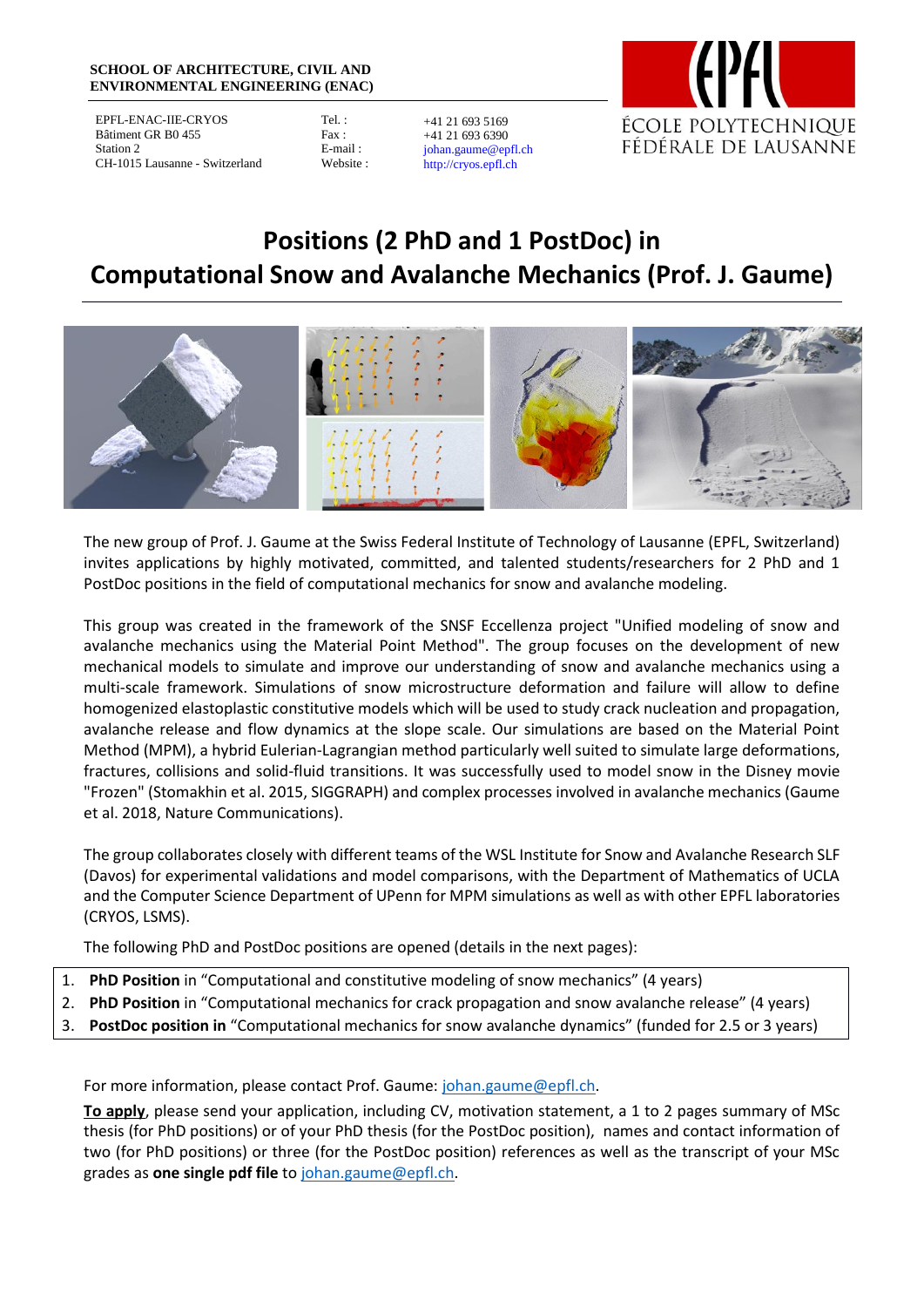**SCHOOL OF ARCHITECTURE, CIVIL AND ENVIRONMENTAL ENGINEERING (ENAC)**

EPFL-ENAC-IIE-CRYOS
Bâtiment GR B0 455
Station 2
CH-1015 Lausanne - Switzerland

Tel. : +41 21 693 5169
Fax : +41 21 693 6390
E-mail : johan.gaume@epfl.ch
Website : http://cryos.epfl.ch

ÉCOLE POLYTECHNIQUE FÉDÉRALE DE LAUSANNE

# Positions (2 PhD and 1 PostDoc) in Computational Snow and Avalanche Mechanics (Prof. J. Gaume)

The new group of Prof. J. Gaume at the Swiss Federal Institute of Technology of Lausanne (EPFL, Switzerland) invites applications by highly motivated, committed, and talented students/researchers for 2 PhD and 1 PostDoc positions in the field of computational mechanics for snow and avalanche modeling.

This group was created in the framework of the SNSF Eccellenza project "Unified modeling of snow and avalanche mechanics using the Material Point Method". The group focuses on the development of new mechanical models to simulate and improve our understanding of snow and avalanche mechanics using a multi-scale framework. Simulations of snow microstructure deformation and failure will allow to define homogenized elastoplastic constitutive models which will be used to study crack nucleation and propagation, avalanche release and flow dynamics at the slope scale. Our simulations are based on the Material Point Method (MPM), a hybrid Eulerian-Lagrangian method particularly well suited to simulate large deformations, fractures, collisions and solid-fluid transitions. It was successfully used to model snow in the Disney movie "Frozen" (Stomakhin et al. 2015, SIGGRAPH) and complex processes involved in avalanche mechanics (Gaume et al. 2018, Nature Communications).

The group collaborates closely with different teams of the WSL Institute for Snow and Avalanche Research SLF (Davos) for experimental validations and model comparisons, with the Department of Mathematics of UCLA and the Computer Science Department of UPenn for MPM simulations as well as with other EPFL laboratories (CRYOS, LSMS).

The following PhD and PostDoc positions are opened (details in the next pages):

1. **PhD Position** in "Computational and constitutive modeling of snow mechanics" (4 years)
2. **PhD Position** in "Computational mechanics for crack propagation and snow avalanche release" (4 years)
3. **PostDoc position in** "Computational mechanics for snow avalanche dynamics" (funded for 2.5 or 3 years)

For more information, please contact Prof. Gaume: johan.gaume@epfl.ch.

**To apply**, please send your application, including CV, motivation statement, a 1 to 2 pages summary of MSc thesis (for PhD positions) or of your PhD thesis (for the PostDoc position), names and contact information of two (for PhD positions) or three (for the PostDoc position) references as well as the transcript of your MSc grades as **one single pdf file** to johan.gaume@epfl.ch.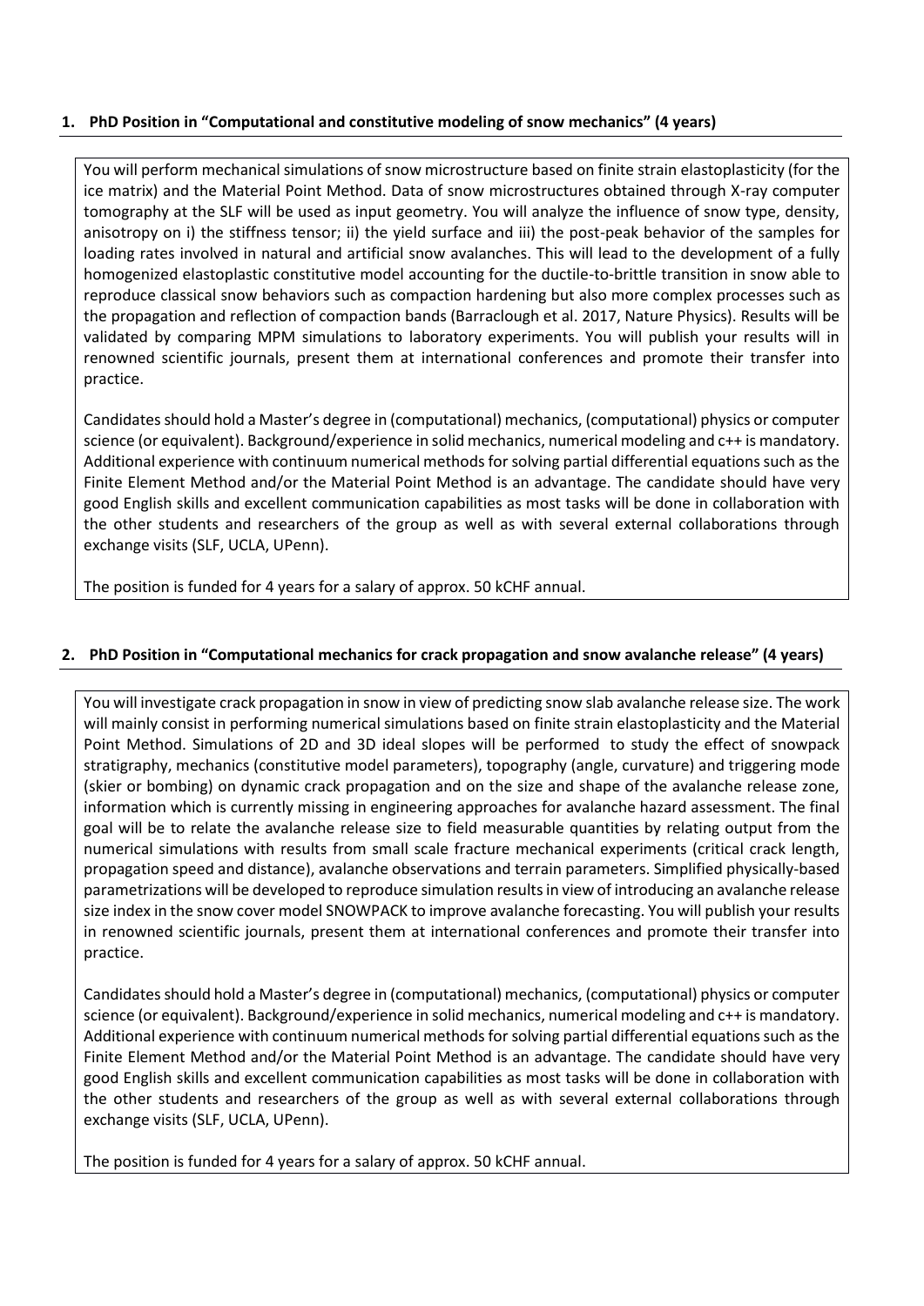## 1. PhD Position in "Computational and constitutive modeling of snow mechanics" (4 years)

You will perform mechanical simulations of snow microstructure based on finite strain elastoplasticity (for the ice matrix) and the Material Point Method. Data of snow microstructures obtained through X-ray computer tomography at the SLF will be used as input geometry. You will analyze the influence of snow type, density, anisotropy on i) the stiffness tensor; ii) the yield surface and iii) the post-peak behavior of the samples for loading rates involved in natural and artificial snow avalanches. This will lead to the development of a fully homogenized elastoplastic constitutive model accounting for the ductile-to-brittle transition in snow able to reproduce classical snow behaviors such as compaction hardening but also more complex processes such as the propagation and reflection of compaction bands (Barraclough et al. 2017, Nature Physics). Results will be validated by comparing MPM simulations to laboratory experiments. You will publish your results will in renowned scientific journals, present them at international conferences and promote their transfer into practice.

Candidates should hold a Master's degree in (computational) mechanics, (computational) physics or computer science (or equivalent). Background/experience in solid mechanics, numerical modeling and c++ is mandatory. Additional experience with continuum numerical methods for solving partial differential equations such as the Finite Element Method and/or the Material Point Method is an advantage. The candidate should have very good English skills and excellent communication capabilities as most tasks will be done in collaboration with the other students and researchers of the group as well as with several external collaborations through exchange visits (SLF, UCLA, UPenn).

The position is funded for 4 years for a salary of approx. 50 kCHF annual.

## 2. PhD Position in "Computational mechanics for crack propagation and snow avalanche release" (4 years)

You will investigate crack propagation in snow in view of predicting snow slab avalanche release size. The work will mainly consist in performing numerical simulations based on finite strain elastoplasticity and the Material Point Method. Simulations of 2D and 3D ideal slopes will be performed to study the effect of snowpack stratigraphy, mechanics (constitutive model parameters), topography (angle, curvature) and triggering mode (skier or bombing) on dynamic crack propagation and on the size and shape of the avalanche release zone, information which is currently missing in engineering approaches for avalanche hazard assessment. The final goal will be to relate the avalanche release size to field measurable quantities by relating output from the numerical simulations with results from small scale fracture mechanical experiments (critical crack length, propagation speed and distance), avalanche observations and terrain parameters. Simplified physically-based parametrizations will be developed to reproduce simulation results in view of introducing an avalanche release size index in the snow cover model SNOWPACK to improve avalanche forecasting. You will publish your results in renowned scientific journals, present them at international conferences and promote their transfer into practice.

Candidates should hold a Master's degree in (computational) mechanics, (computational) physics or computer science (or equivalent). Background/experience in solid mechanics, numerical modeling and c++ is mandatory. Additional experience with continuum numerical methods for solving partial differential equations such as the Finite Element Method and/or the Material Point Method is an advantage. The candidate should have very good English skills and excellent communication capabilities as most tasks will be done in collaboration with the other students and researchers of the group as well as with several external collaborations through exchange visits (SLF, UCLA, UPenn).

The position is funded for 4 years for a salary of approx. 50 kCHF annual.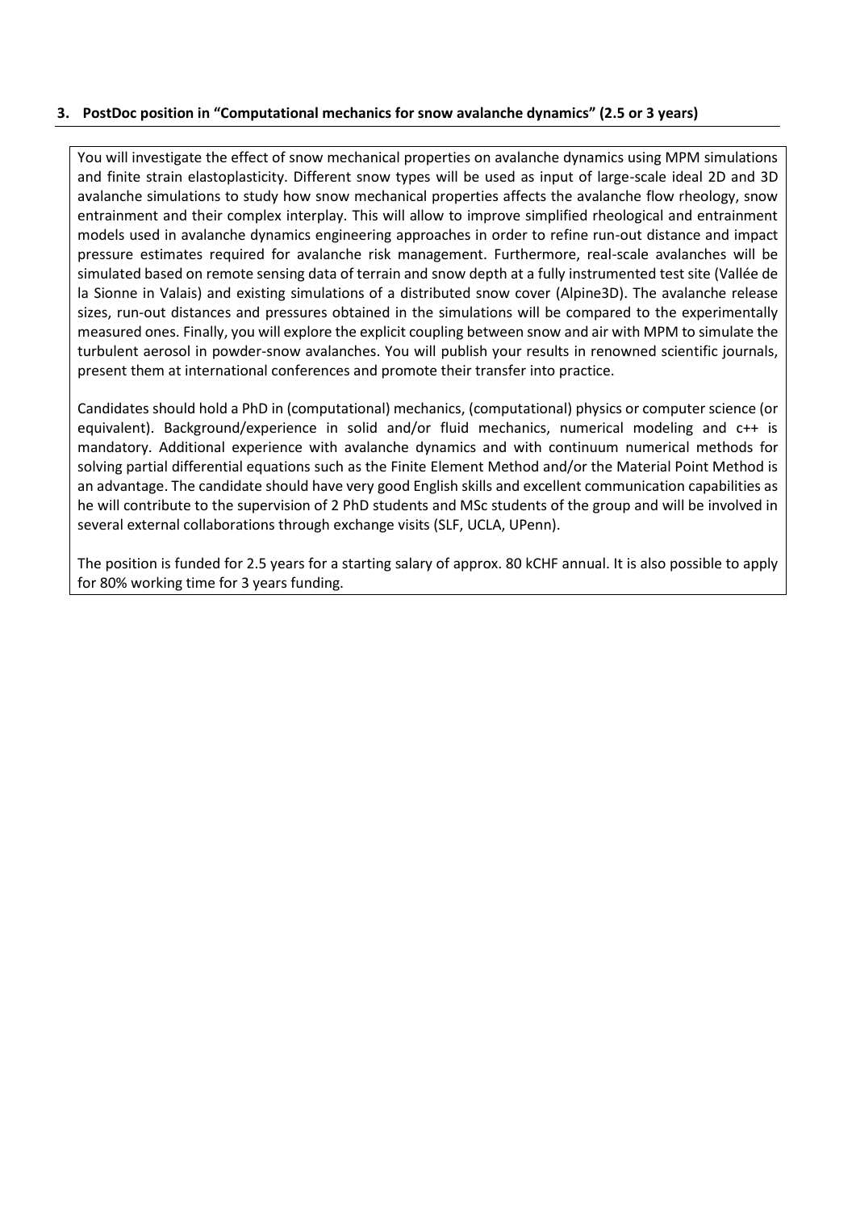### 3. PostDoc position in "Computational mechanics for snow avalanche dynamics" (2.5 or 3 years)

You will investigate the effect of snow mechanical properties on avalanche dynamics using MPM simulations and finite strain elastoplasticity. Different snow types will be used as input of large-scale ideal 2D and 3D avalanche simulations to study how snow mechanical properties affects the avalanche flow rheology, snow entrainment and their complex interplay. This will allow to improve simplified rheological and entrainment models used in avalanche dynamics engineering approaches in order to refine run-out distance and impact pressure estimates required for avalanche risk management. Furthermore, real-scale avalanches will be simulated based on remote sensing data of terrain and snow depth at a fully instrumented test site (Vallée de la Sionne in Valais) and existing simulations of a distributed snow cover (Alpine3D). The avalanche release sizes, run-out distances and pressures obtained in the simulations will be compared to the experimentally measured ones. Finally, you will explore the explicit coupling between snow and air with MPM to simulate the turbulent aerosol in powder-snow avalanches. You will publish your results in renowned scientific journals, present them at international conferences and promote their transfer into practice.

Candidates should hold a PhD in (computational) mechanics, (computational) physics or computer science (or equivalent). Background/experience in solid and/or fluid mechanics, numerical modeling and c++ is mandatory. Additional experience with avalanche dynamics and with continuum numerical methods for solving partial differential equations such as the Finite Element Method and/or the Material Point Method is an advantage. The candidate should have very good English skills and excellent communication capabilities as he will contribute to the supervision of 2 PhD students and MSc students of the group and will be involved in several external collaborations through exchange visits (SLF, UCLA, UPenn).

The position is funded for 2.5 years for a starting salary of approx. 80 kCHF annual. It is also possible to apply for 80% working time for 3 years funding.